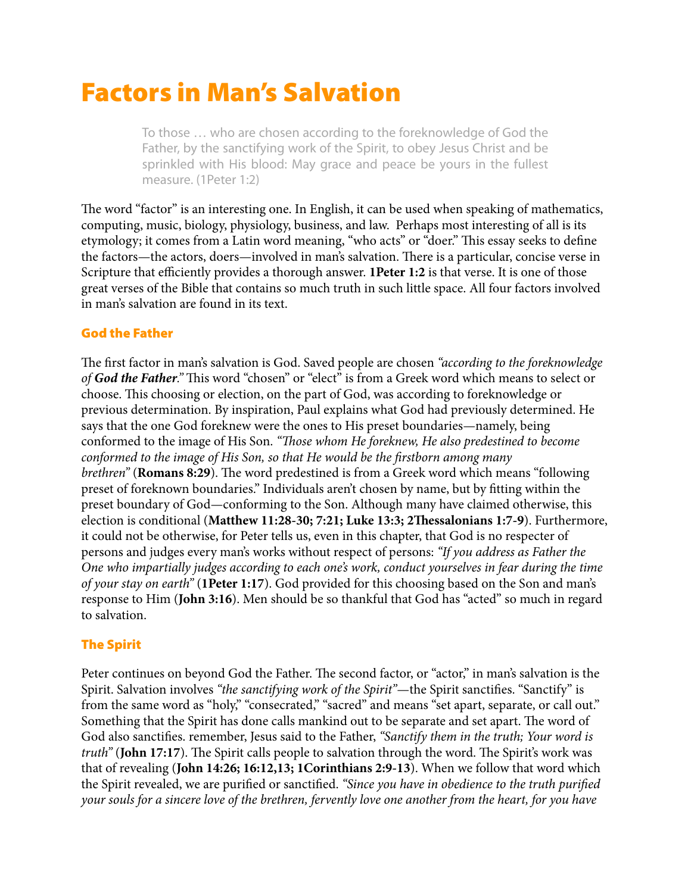# Factors in Man's Salvation

> To those … who are chosen according to the foreknowledge of God the Father, by the sanctifying work of the Spirit, to obey Jesus Christ and be sprinkled with His blood: May grace and peace be yours in the fullest measure. (1Peter 1:2)

The word "factor" is an interesting one. In English, it can be used when speaking of mathematics, computing, music, biology, physiology, business, and law. Perhaps most interesting of all is its etymology; it comes from a Latin word meaning, "who acts" or "doer." This essay seeks to define the factors—the actors, doers—involved in man's salvation. There is a particular, concise verse in Scripture that efficiently provides a thorough answer. **1Peter 1:2** is that verse. It is one of those great verses of the Bible that contains so much truth in such little space. All four factors involved in man's salvation are found in its text.

## God the Father

The first factor in man's salvation is God. Saved people are chosen *"according to the foreknowledge of **God the Father**."* This word "chosen" or "elect" is from a Greek word which means to select or choose. This choosing or election, on the part of God, was according to foreknowledge or previous determination. By inspiration, Paul explains what God had previously determined. He says that the one God foreknew were the ones to His preset boundaries—namely, being conformed to the image of His Son. *"Those whom He foreknew, He also predestined to become conformed to the image of His Son, so that He would be the firstborn among many brethren"* (**Romans 8:29**). The word predestined is from a Greek word which means "following preset of foreknown boundaries." Individuals aren't chosen by name, but by fitting within the preset boundary of God—conforming to the Son. Although many have claimed otherwise, this election is conditional (**Matthew 11:28-30; 7:21; Luke 13:3; 2Thessalonians 1:7-9**). Furthermore, it could not be otherwise, for Peter tells us, even in this chapter, that God is no respecter of persons and judges every man's works without respect of persons: *"If you address as Father the One who impartially judges according to each one's work, conduct yourselves in fear during the time of your stay on earth"* (**1Peter 1:17**). God provided for this choosing based on the Son and man's response to Him (**John 3:16**). Men should be so thankful that God has "acted" so much in regard to salvation.

## The Spirit

Peter continues on beyond God the Father. The second factor, or "actor," in man's salvation is the Spirit. Salvation involves *"the sanctifying work of the Spirit"*—the Spirit sanctifies. "Sanctify" is from the same word as "holy," "consecrated," "sacred" and means "set apart, separate, or call out." Something that the Spirit has done calls mankind out to be separate and set apart. The word of God also sanctifies. remember, Jesus said to the Father, *"Sanctify them in the truth; Your word is truth"* (**John 17:17**). The Spirit calls people to salvation through the word. The Spirit's work was that of revealing (**John 14:26; 16:12,13; 1Corinthians 2:9-13**). When we follow that word which the Spirit revealed, we are purified or sanctified. *"Since you have in obedience to the truth purified your souls for a sincere love of the brethren, fervently love one another from the heart, for you have*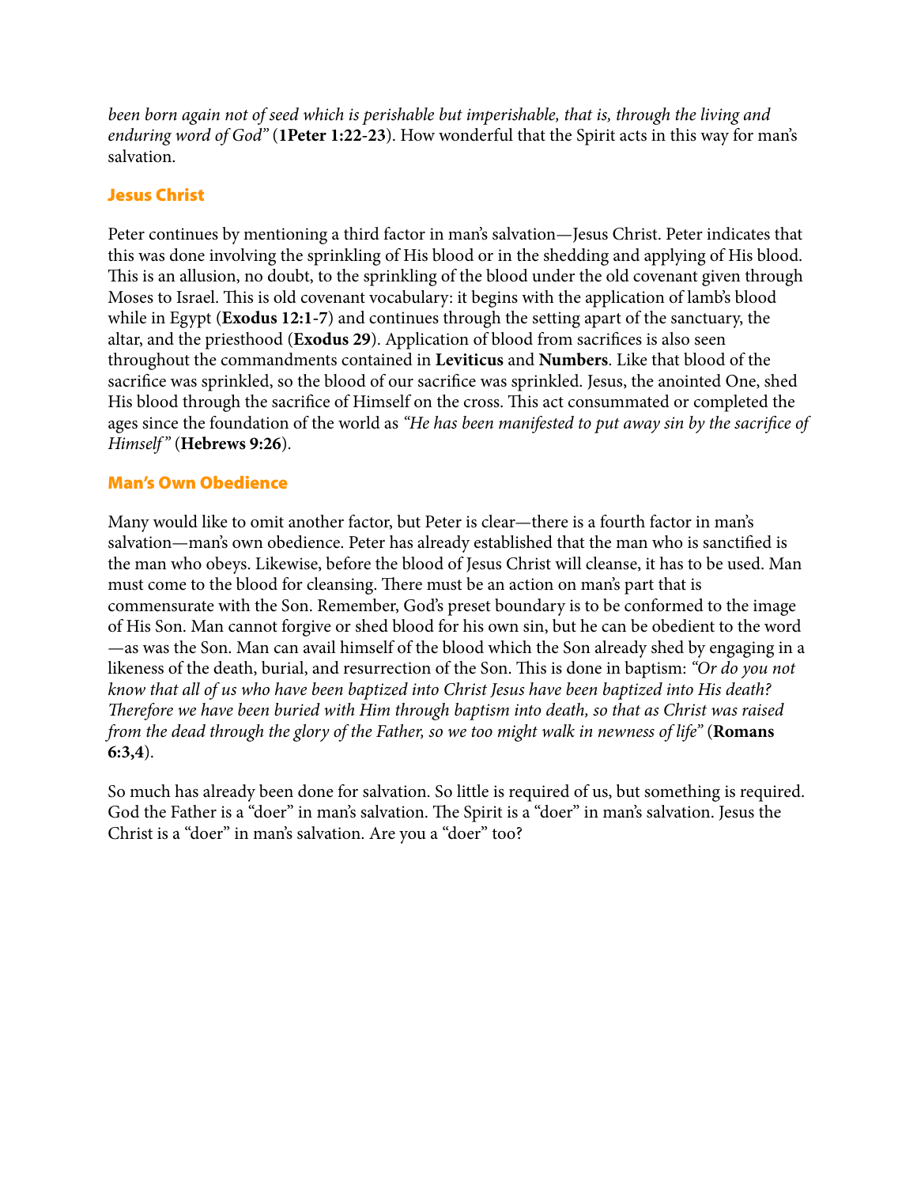*been born again not of seed which is perishable but imperishable, that is, through the living and enduring word of God"* (**1Peter 1:22-23**). How wonderful that the Spirit acts in this way for man's salvation.

## Jesus Christ

Peter continues by mentioning a third factor in man's salvation—Jesus Christ. Peter indicates that this was done involving the sprinkling of His blood or in the shedding and applying of His blood. This is an allusion, no doubt, to the sprinkling of the blood under the old covenant given through Moses to Israel. This is old covenant vocabulary: it begins with the application of lamb's blood while in Egypt (**Exodus 12:1-7**) and continues through the setting apart of the sanctuary, the altar, and the priesthood (**Exodus 29**). Application of blood from sacrifices is also seen throughout the commandments contained in **Leviticus** and **Numbers**. Like that blood of the sacrifice was sprinkled, so the blood of our sacrifice was sprinkled. Jesus, the anointed One, shed His blood through the sacrifice of Himself on the cross. This act consummated or completed the ages since the foundation of the world as *"He has been manifested to put away sin by the sacrifice of Himself"* (**Hebrews 9:26**).

## Man's Own Obedience

Many would like to omit another factor, but Peter is clear—there is a fourth factor in man's salvation—man's own obedience. Peter has already established that the man who is sanctified is the man who obeys. Likewise, before the blood of Jesus Christ will cleanse, it has to be used. Man must come to the blood for cleansing. There must be an action on man's part that is commensurate with the Son. Remember, God's preset boundary is to be conformed to the image of His Son. Man cannot forgive or shed blood for his own sin, but he can be obedient to the word—as was the Son. Man can avail himself of the blood which the Son already shed by engaging in a likeness of the death, burial, and resurrection of the Son. This is done in baptism: *"Or do you not know that all of us who have been baptized into Christ Jesus have been baptized into His death? Therefore we have been buried with Him through baptism into death, so that as Christ was raised from the dead through the glory of the Father, so we too might walk in newness of life"* (**Romans 6:3,4**).

So much has already been done for salvation. So little is required of us, but something is required. God the Father is a "doer" in man's salvation. The Spirit is a "doer" in man's salvation. Jesus the Christ is a "doer" in man's salvation. Are you a "doer" too?